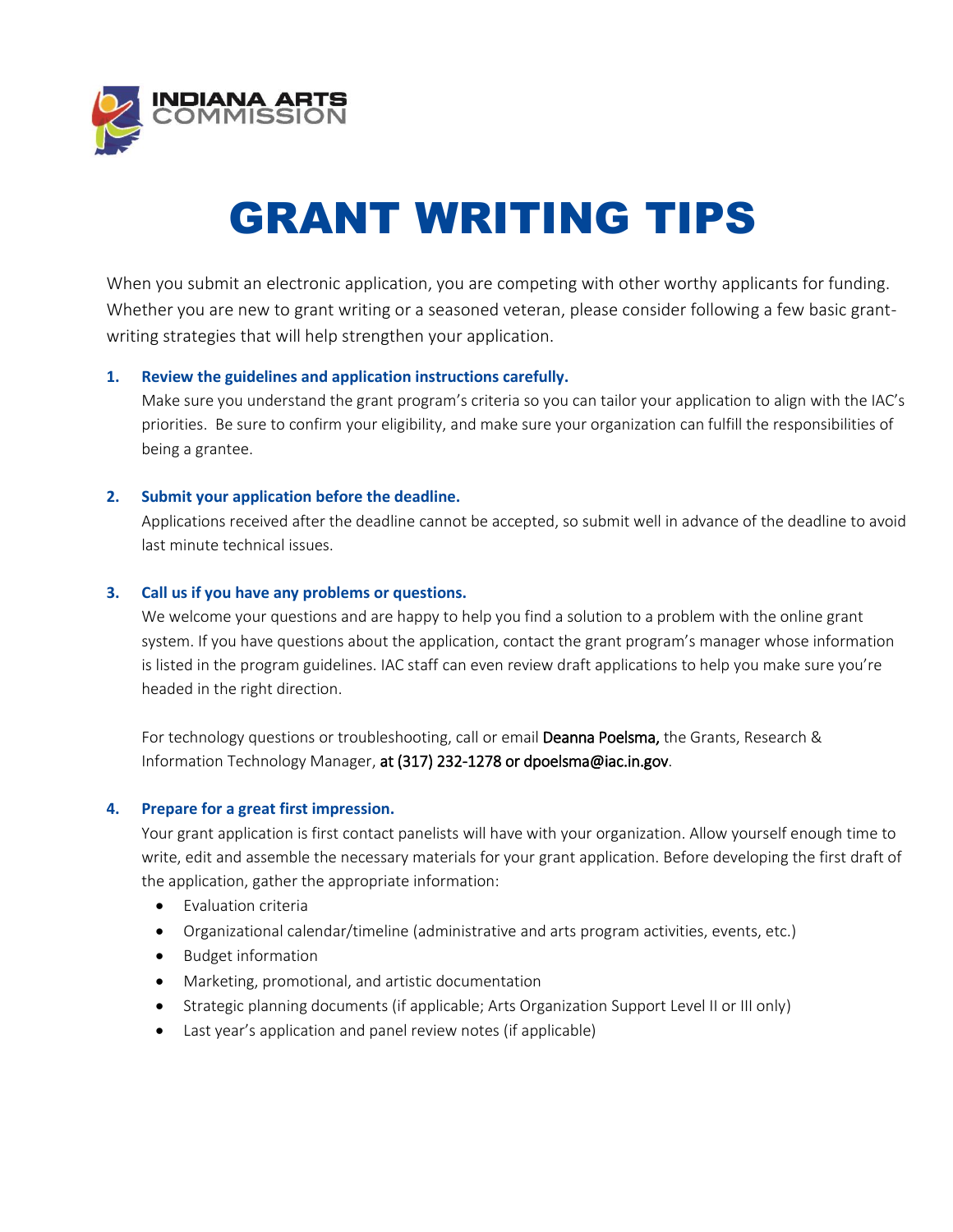INDIANA ARTS COMMISSION

# GRANT WRITING TIPS

When you submit an electronic application, you are competing with other worthy applicants for funding. Whether you are new to grant writing or a seasoned veteran, please consider following a few basic grant-writing strategies that will help strengthen your application.

1. **Review the guidelines and application instructions carefully.**
   Make sure you understand the grant program's criteria so you can tailor your application to align with the IAC's priorities. Be sure to confirm your eligibility, and make sure your organization can fulfill the responsibilities of being a grantee.

2. **Submit your application before the deadline.**
   Applications received after the deadline cannot be accepted, so submit well in advance of the deadline to avoid last minute technical issues.

3. **Call us if you have any problems or questions.**
   We welcome your questions and are happy to help you find a solution to a problem with the online grant system. If you have questions about the application, contact the grant program's manager whose information is listed in the program guidelines. IAC staff can even review draft applications to help you make sure you're headed in the right direction.

   For technology questions or troubleshooting, call or email Deanna Poelsma, the Grants, Research & Information Technology Manager, at (317) 232-1278 or dpoelsma@iac.in.gov.

4. **Prepare for a great first impression.**
   Your grant application is first contact panelists will have with your organization. Allow yourself enough time to write, edit and assemble the necessary materials for your grant application. Before developing the first draft of the application, gather the appropriate information:
   - Evaluation criteria
   - Organizational calendar/timeline (administrative and arts program activities, events, etc.)
   - Budget information
   - Marketing, promotional, and artistic documentation
   - Strategic planning documents (if applicable; Arts Organization Support Level II or III only)
   - Last year's application and panel review notes (if applicable)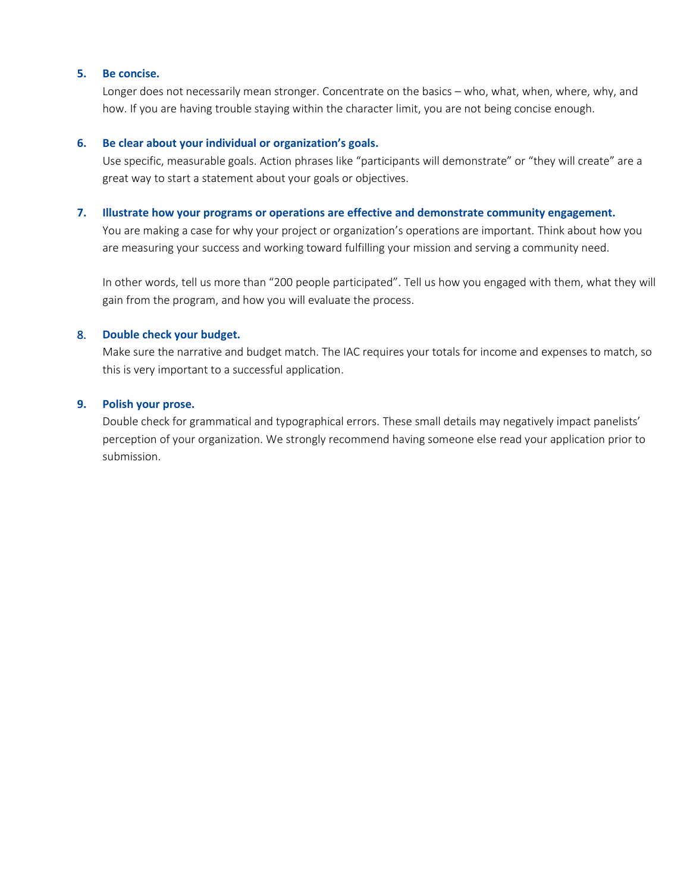5. **Be concise.**

   Longer does not necessarily mean stronger. Concentrate on the basics – who, what, when, where, why, and how. If you are having trouble staying within the character limit, you are not being concise enough.

6. **Be clear about your individual or organization's goals.**

   Use specific, measurable goals. Action phrases like "participants will demonstrate" or "they will create" are a great way to start a statement about your goals or objectives.

7. **Illustrate how your programs or operations are effective and demonstrate community engagement.**

   You are making a case for why your project or organization's operations are important. Think about how you are measuring your success and working toward fulfilling your mission and serving a community need.

   In other words, tell us more than "200 people participated". Tell us how you engaged with them, what they will gain from the program, and how you will evaluate the process.

8. **Double check your budget.**

   Make sure the narrative and budget match. The IAC requires your totals for income and expenses to match, so this is very important to a successful application.

9. **Polish your prose.**

   Double check for grammatical and typographical errors. These small details may negatively impact panelists' perception of your organization. We strongly recommend having someone else read your application prior to submission.